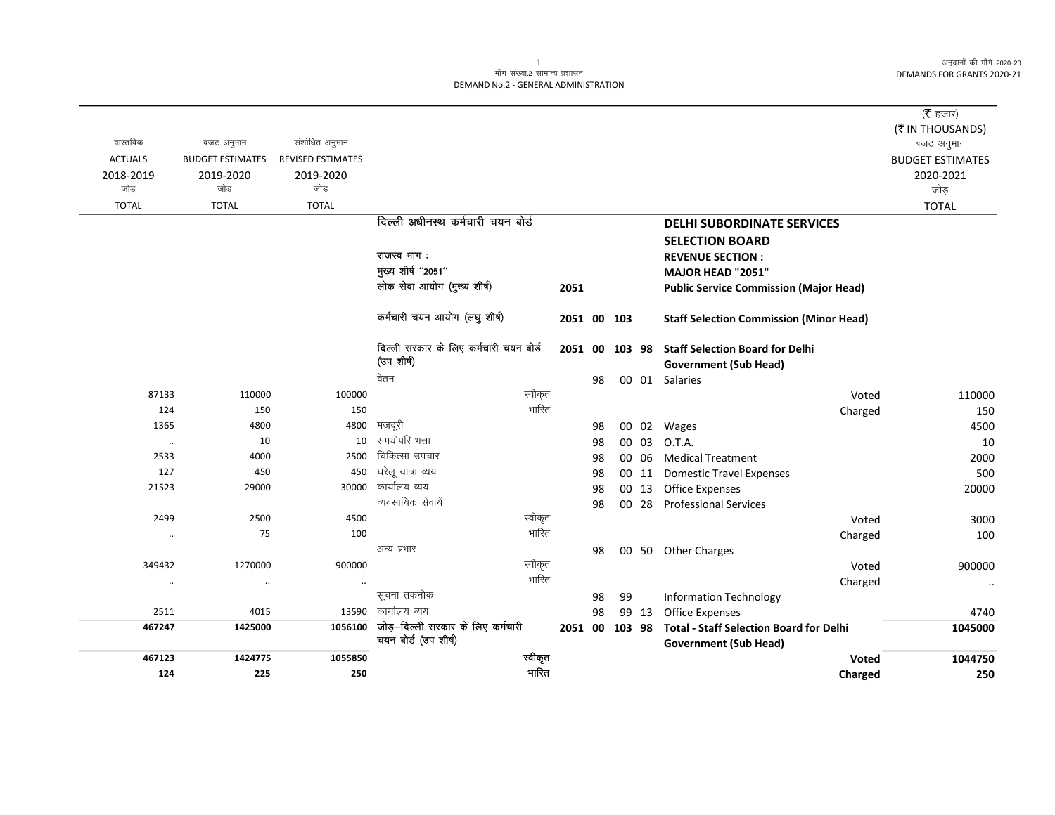मॉंग संख्या.2 सामान्य प्रशासन
DEMAND No.2 - GENERAL ADMINISTRATION

अनुदानों की मॉंगें 2020-20
DEMANDS FOR GRANTS 2020-21

(₹ हजार)
(₹ IN THOUSANDS)

| वास्तविक ACTUALS 2018-2019 जोड़ TOTAL | बजट अनुमान BUDGET ESTIMATES 2019-2020 जोड़ TOTAL | संशोधित अनुमान REVISED ESTIMATES 2019-2020 जोड़ TOTAL | | | | | | | | बजट अनुमान BUDGET ESTIMATES 2020-2021 जोड़ TOTAL |
|---|---|---|---|---|---|---|---|---|---|---|
| | | | दिल्ली अधीनस्थ कर्मचारी चयन बोर्ड | | | | | | **DELHI SUBORDINATE SERVICES SELECTION BOARD** | |
| | | | राजस्व भाग : | | | | | | **REVENUE SECTION :** | |
| | | | मुख्य शीर्ष ''2051'' | | | | | | **MAJOR HEAD "2051"** | |
| | | | लोक सेवा आयोग (मुख्य शीर्ष) | 2051 | | | | | **Public Service Commission (Major Head)** | |
| | | | कर्मचारी चयन आयोग (लघु शीर्ष) | 2051 | 00 | 103 | | | **Staff Selection Commission (Minor Head)** | |
| | | | दिल्ली सरकार के लिए कर्मचारी चयन बोर्ड (उप शीर्ष) | 2051 | 00 | 103 | 98 | | **Staff Selection Board for Delhi Government (Sub Head)** | |
| | | | वेतन | | 98 | 00 | 01 | | Salaries | |
| 87133 | 110000 | 100000 | स्वीकृत | | | | | | Voted | 110000 |
| 124 | 150 | 150 | भारित | | | | | | Charged | 150 |
| 1365 | 4800 | 4800 | मजदूरी | | 98 | 00 | 02 | | Wages | 4500 |
| .. | 10 | 10 | समयोपरि भत्ता | | 98 | 00 | 03 | | O.T.A. | 10 |
| 2533 | 4000 | 2500 | चिकित्सा उपचार | | 98 | 00 | 06 | | Medical Treatment | 2000 |
| 127 | 450 | 450 | घरेलू यात्रा व्यय | | 98 | 00 | 11 | | Domestic Travel Expenses | 500 |
| 21523 | 29000 | 30000 | कार्यालय व्यय | | 98 | 00 | 13 | | Office Expenses | 20000 |
| | | | व्यवसायिक सेवायें | | 98 | 00 | 28 | | Professional Services | |
| 2499 | 2500 | 4500 | स्वीकृत | | | | | | Voted | 3000 |
| .. | 75 | 100 | भारित | | | | | | Charged | 100 |
| | | | अन्य प्रभार | | 98 | 00 | 50 | | Other Charges | |
| 349432 | 1270000 | 900000 | स्वीकृत | | | | | | Voted | 900000 |
| .. | .. | .. | भारित | | | | | | Charged | .. |
| | | | सूचना तकनीक | | 98 | 99 | | | Information Technology | |
| 2511 | 4015 | 13590 | कार्यालय व्यय | | 98 | 99 | 13 | | Office Expenses | 4740 |
| **467247** | **1425000** | **1056100** | **जोड़–दिल्ली सरकार के लिए कर्मचारी चयन बोर्ड (उप शीर्ष)** | 2051 | 00 | 103 | 98 | | **Total - Staff Selection Board for Delhi Government (Sub Head)** | **1045000** |
| **467123** | **1424775** | **1055850** | स्वीकृत | | | | | | **Voted** | **1044750** |
| **124** | **225** | **250** | भारित | | | | | | **Charged** | **250** |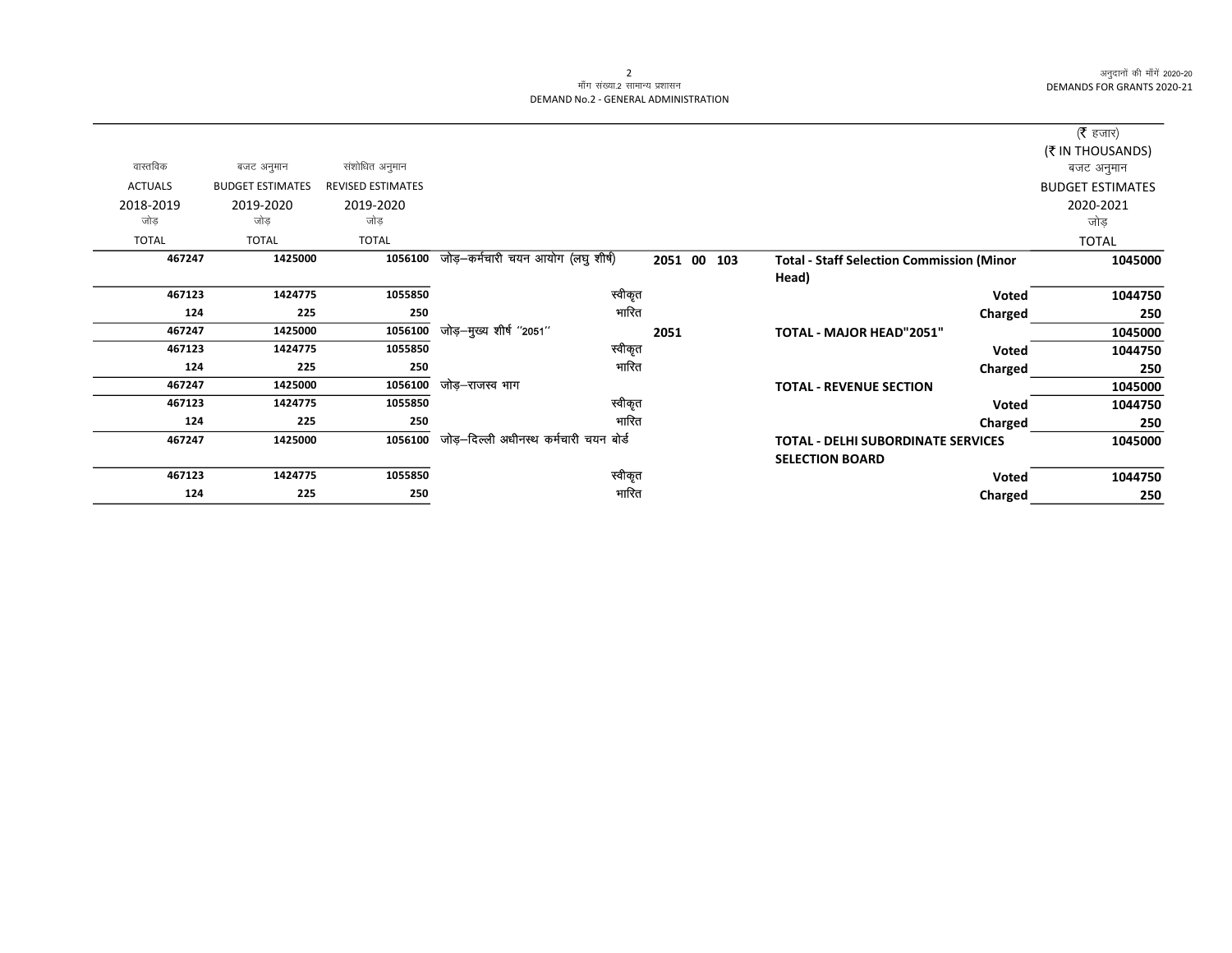मॉंग संख्या.2 सामान्य प्रशासन
DEMAND No.2 - GENERAL ADMINISTRATION

(₹ हजार)
(₹ IN THOUSANDS)

| वास्तविक ACTUALS 2018-2019 जोड़ TOTAL | बजट अनुमान BUDGET ESTIMATES 2019-2020 जोड़ TOTAL | संशोधित अनुमान REVISED ESTIMATES 2019-2020 जोड़ TOTAL | | | | बजट अनुमान BUDGET ESTIMATES 2020-2021 जोड़ TOTAL |
|---|---|---|---|---|---|---|
| **467247** | **1425000** | **1056100** | जोड़–कर्मचारी चयन आयोग (लघु शीर्ष) | **2051 00 103** | **Total - Staff Selection Commission (Minor Head)** | **1045000** |
| **467123** | **1424775** | **1055850** | स्वीकृत | | **Voted** | **1044750** |
| **124** | **225** | **250** | भारित | | **Charged** | **250** |
| **467247** | **1425000** | **1056100** | जोड़–मुख्य शीर्ष "2051" | **2051** | **TOTAL - MAJOR HEAD"2051"** | **1045000** |
| **467123** | **1424775** | **1055850** | स्वीकृत | | **Voted** | **1044750** |
| **124** | **225** | **250** | भारित | | **Charged** | **250** |
| **467247** | **1425000** | **1056100** | जोड़–राजस्व भाग | | **TOTAL - REVENUE SECTION** | **1045000** |
| **467123** | **1424775** | **1055850** | स्वीकृत | | **Voted** | **1044750** |
| **124** | **225** | **250** | भारित | | **Charged** | **250** |
| **467247** | **1425000** | **1056100** | जोड़–दिल्ली अधीनस्थ कर्मचारी चयन बोर्ड | | **TOTAL - DELHI SUBORDINATE SERVICES SELECTION BOARD** | **1045000** |
| **467123** | **1424775** | **1055850** | स्वीकृत | | **Voted** | **1044750** |
| **124** | **225** | **250** | भारित | | **Charged** | **250** |